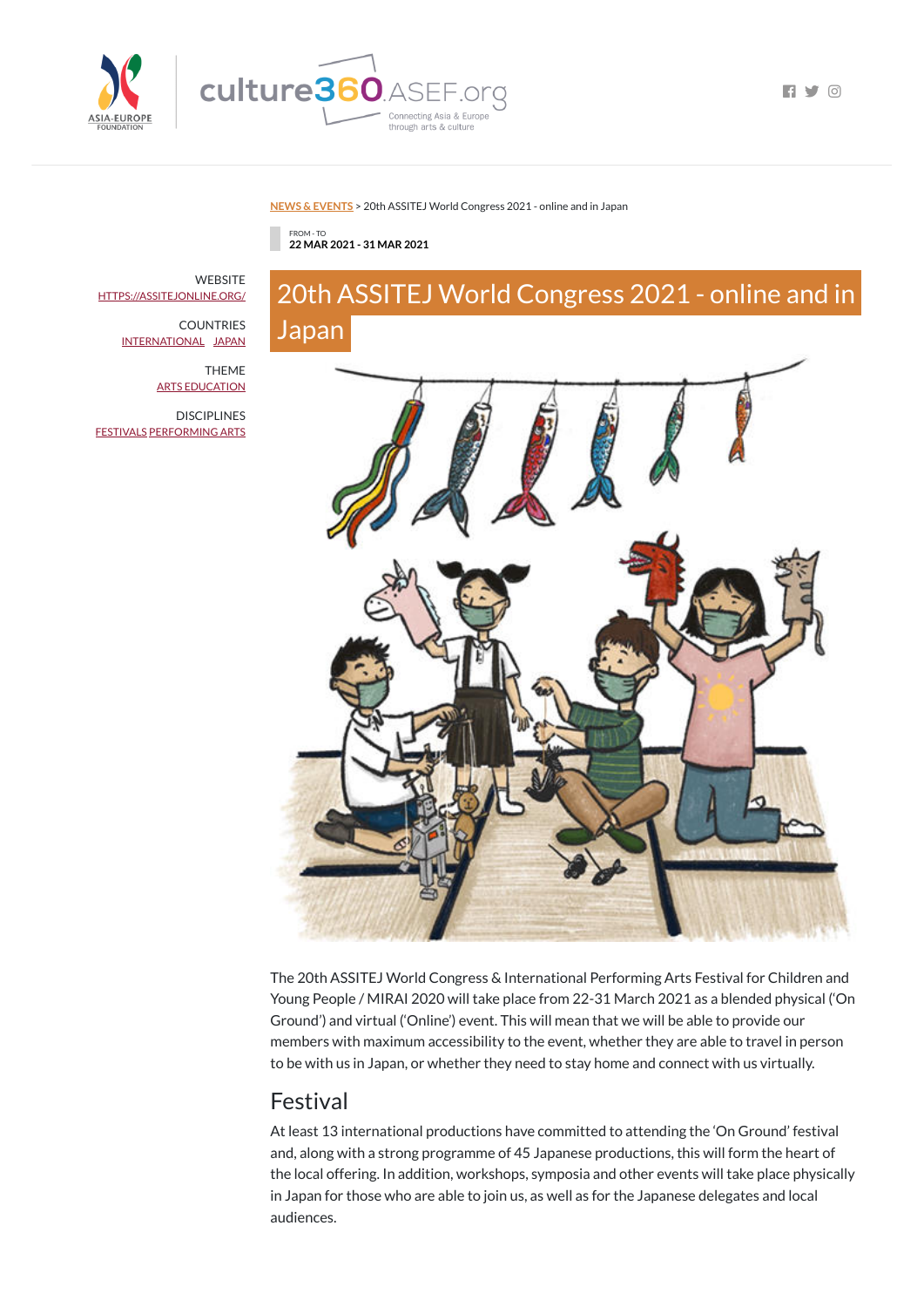NEWS & EVENTS > 20th ASSITEJ World Congress 2021 - online and in Japan

FROM - TO
**22 MAR 2021 - 31 MAR 2021**

WEBSITE
HTTPS://ASSITEJONLINE.ORG/

COUNTRIES
INTERNATIONAL JAPAN

THEME
ARTS EDUCATION

DISCIPLINES
FESTIVALS PERFORMING ARTS

# 20th ASSITEJ World Congress 2021 - online and in Japan

The 20th ASSITEJ World Congress & International Performing Arts Festival for Children and Young People / MIRAI 2020 will take place from 22-31 March 2021 as a blended physical ('On Ground') and virtual ('Online') event. This will mean that we will be able to provide our members with maximum accessibility to the event, whether they are able to travel in person to be with us in Japan, or whether they need to stay home and connect with us virtually.

## Festival

At least 13 international productions have committed to attending the 'On Ground' festival and, along with a strong programme of 45 Japanese productions, this will form the heart of the local offering. In addition, workshops, symposia and other events will take place physically in Japan for those who are able to join us, as well as for the Japanese delegates and local audiences.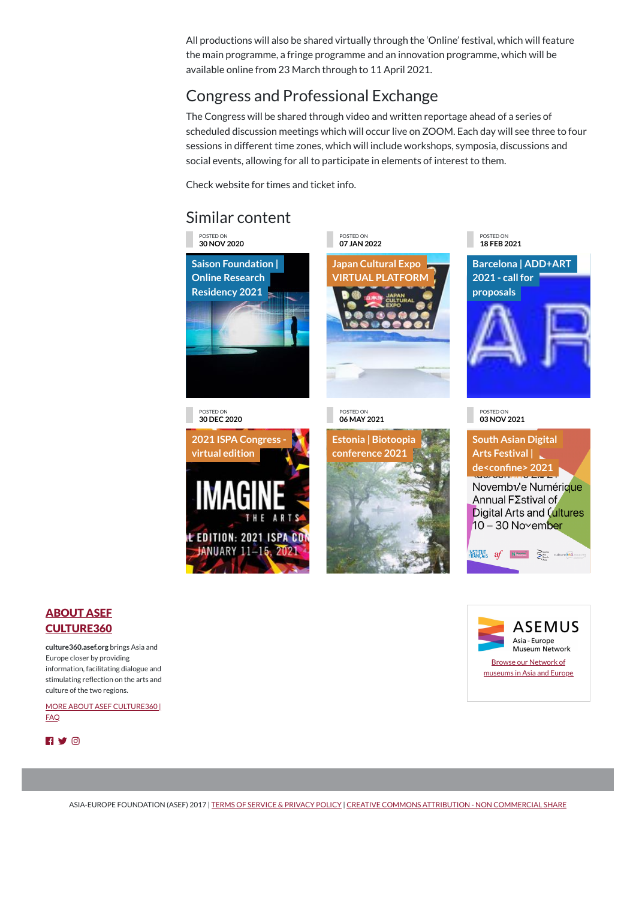All productions will also be shared virtually through the 'Online' festival, which will feature the main programme, a fringe programme and an innovation programme, which will be available online from 23 March through to 11 April 2021.

## Congress and Professional Exchange

The Congress will be shared through video and written reportage ahead of a series of scheduled discussion meetings which will occur live on ZOOM. Each day will see three to four sessions in different time zones, which will include workshops, symposia, discussions and social events, allowing for all to participate in elements of interest to them.

Check website for times and ticket info.

## Similar content

POSTED ON
30 NOV 2020
Saison Foundation | Online Research Residency 2021

POSTED ON
07 JAN 2022
Japan Cultural Expo VIRTUAL PLATFORM

POSTED ON
18 FEB 2021
Barcelona | ADD+ART 2021 - call for proposals

POSTED ON
30 DEC 2020
2021 ISPA Congress - virtual edition

POSTED ON
06 MAY 2021
Estonia | Biotoopia conference 2021

POSTED ON
03 NOV 2021
South Asian Digital Arts Festival | de<confine> 2021

### ABOUT ASEF CULTURE360

**culture360.asef.org** brings Asia and Europe closer by providing information, facilitating dialogue and stimulating reflection on the arts and culture of the two regions.

MORE ABOUT ASEF CULTURE360 | FAQ

ASEMUS
Asia - Europe
Museum Network

Browse our Network of museums in Asia and Europe

ASIA-EUROPE FOUNDATION (ASEF) 2017 | TERMS OF SERVICE & PRIVACY POLICY | CREATIVE COMMONS ATTRIBUTION - NON COMMERCIAL SHARE